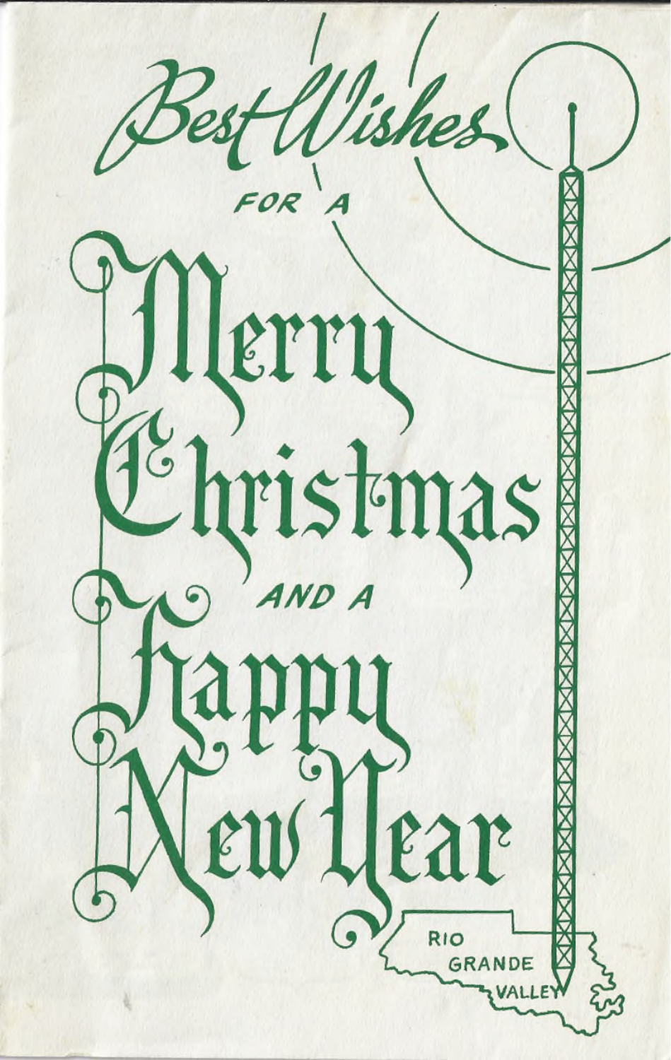*Best Wishes*

FOR A

# Merry Christmas

AND A

# Happy New Year

RIO GRANDE VALLEY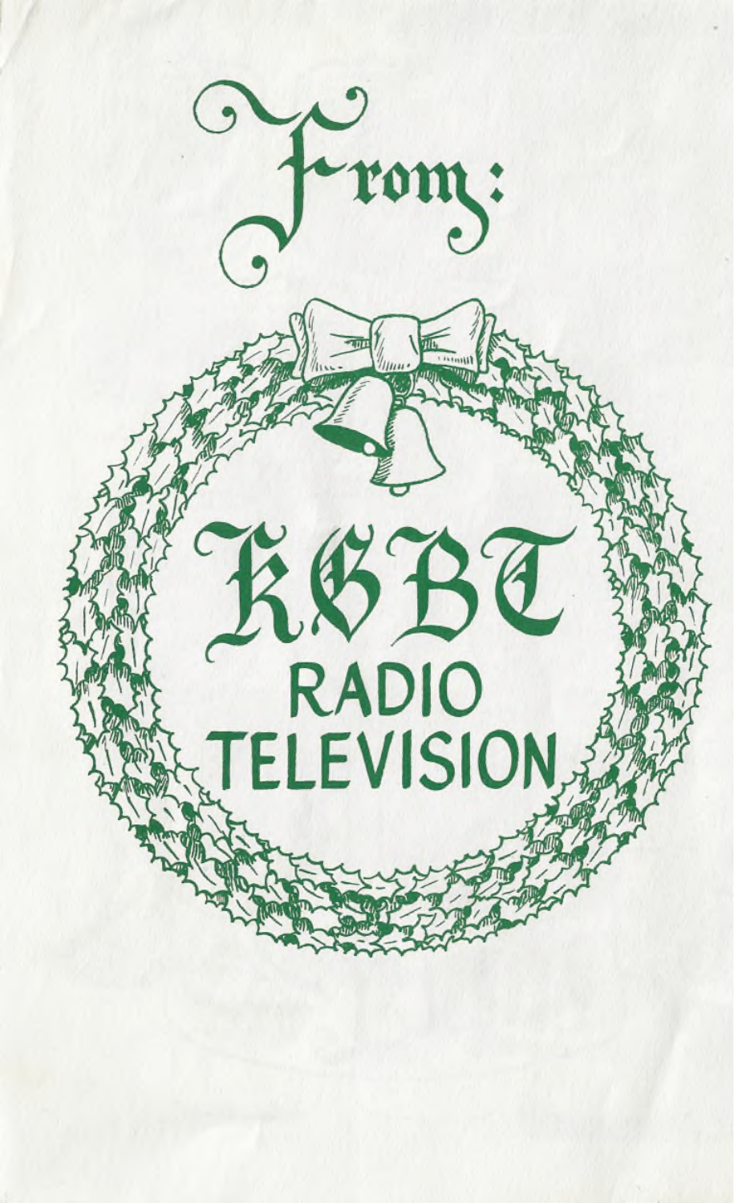From:

KGBT

RADIO

TELEVISION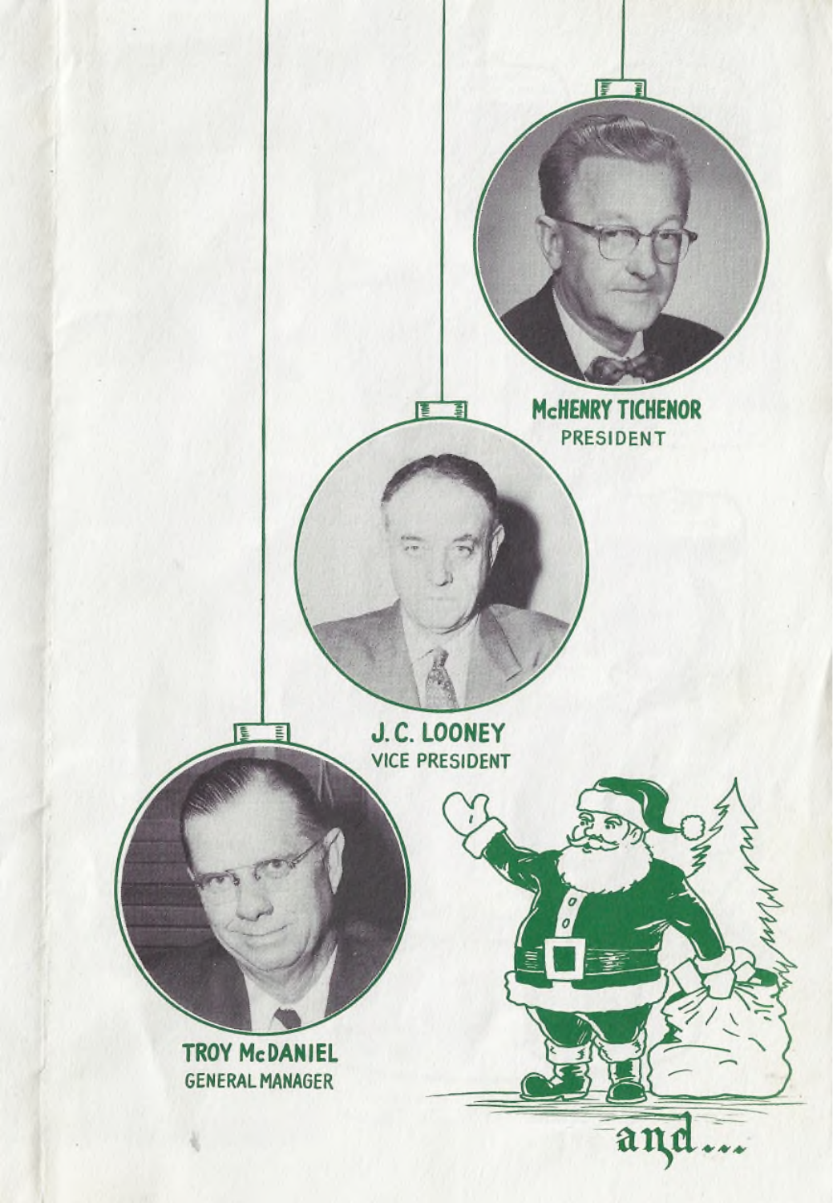**McHENRY TICHENOR**
PRESIDENT

**J. C. LOONEY**
VICE PRESIDENT

**TROY McDANIEL**
GENERAL MANAGER

and...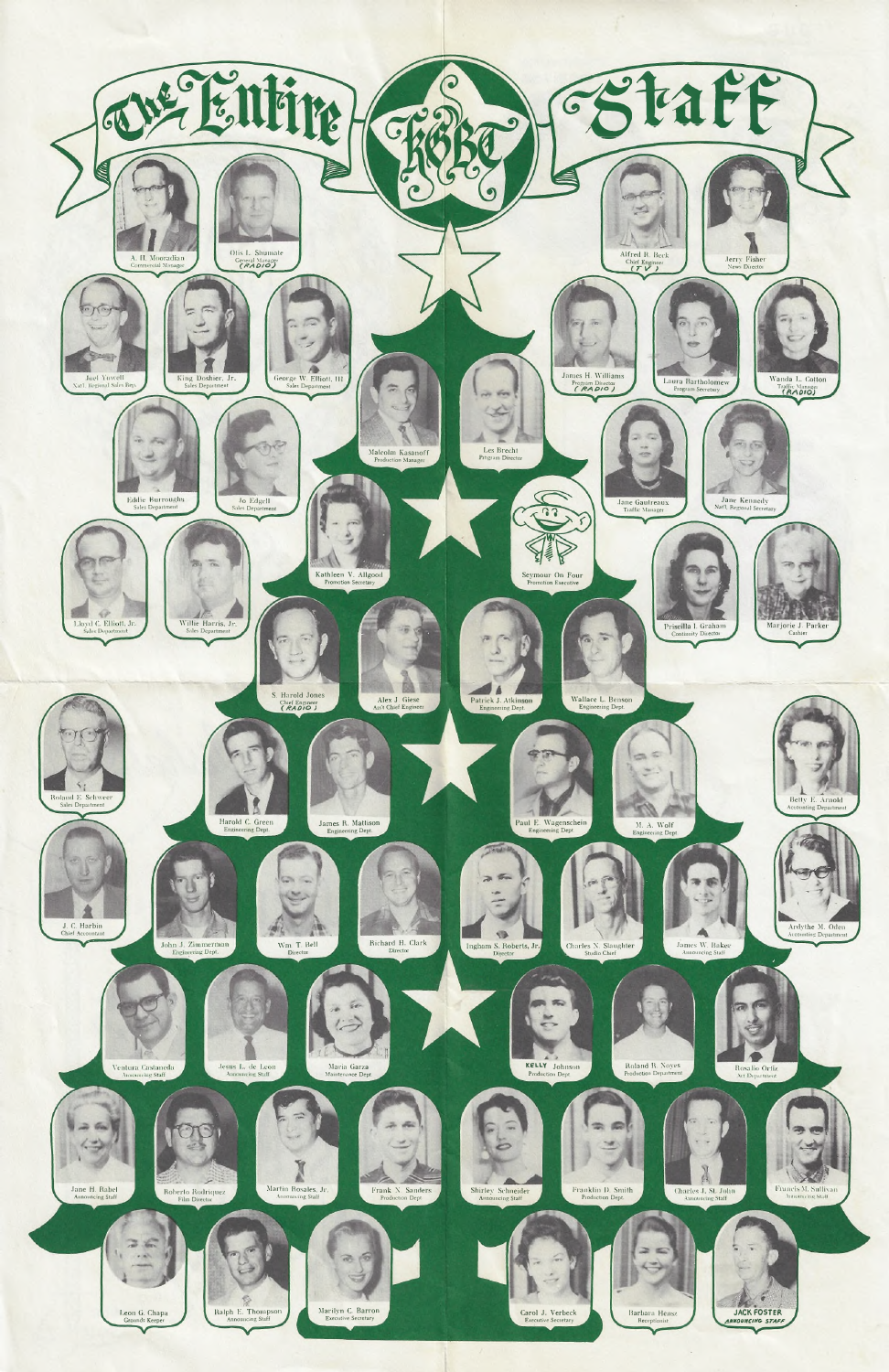# The Entire KGBT Staff

A. H. Mooradian
Commercial Manager

Otis L. Shumate
General Manager
(RADIO)

Alfred R. Beck
Chief Engineer
(TV)

Jerry Fisher
News Director

Joel Yowell
Nat'l. Regional Sales Rep.

King Doshier, Jr.
Sales Department

George W. Elliott, III
Sales Department

James H. Williams
Program Director
(RADIO)

Laura Bartholomew
Program Secretary

Wanda L. Cotton
Traffic Manager
(RADIO)

Malcolm Kasanoff
Production Manager

Les Brecht
Program Director

Eddie Burroughs
Sales Department

Jo Edgell
Sales Department

Jane Gautreaux
Traffic Manager

Jane Kennedy
Nat'l. Regional Secretary

Kathleen V. Allgood
Promotion Secretary

Seymour On Four
Promotion Executive

Lloyd C. Elliott, Jr.
Sales Department

Willie Harris, Jr.
Sales Department

Priscilla I. Graham
Continuity Director

Marjorie J. Parker
Cashier

S. Harold Jones
Chief Engineer
(RADIO)

Alex J. Giese
Ass't Chief Engineer

Patrick J. Atkinson
Engineering Dept.

Wallace L. Benson
Engineering Dept.

Roland E. Schweer
Sales Department

Harold C. Green
Engineering Dept.

James R. Mattison
Engineering Dept.

Paul E. Wagenschein
Engineering Dept.

M. A. Wolf
Engineering Dept.

Betty E. Arnold
Accounting Department

J. C. Harbin
Chief Accountant

John J. Zimmerman
Engineering Dept.

Wm. T. Bell
Director

Richard H. Clark
Director

Ingham S. Roberts, Jr.
Director

Charles N. Slaughter
Studio Chief

James W. Baker
Announcing Staff

Ardythe M. Oden
Accounting Department

Ventura Castaneda
Announcing Staff

Jesus L. de Leon
Announcing Staff

Macia Garza
Maintenance Dept.

KELLY Johnson
Production Dept.

Roland B. Noyes
Production Department

Rosalio Ortiz
Art Department

Jane H. Babel
Announcing Staff

Roberto Rodriguez
Film Director

Martin Rosales, Jr.
Announcing Staff

Frank N. Sanders
Production Dept.

Shirley Schneider
Announcing Staff

Franklin D. Smith
Production Dept.

Charles L. St. John
Announcing Staff

Francis M. Sullivan
Announcing Staff

Leon G. Chapa
Grounds Keeper

Ralph E. Thompson
Announcing Staff

Marilyn C. Barron
Executive Secretary

Carol J. Verbeck
Executive Secretary

Barbara Hense
Receptionist

JACK FOSTER
ANNOUNCING STAFF